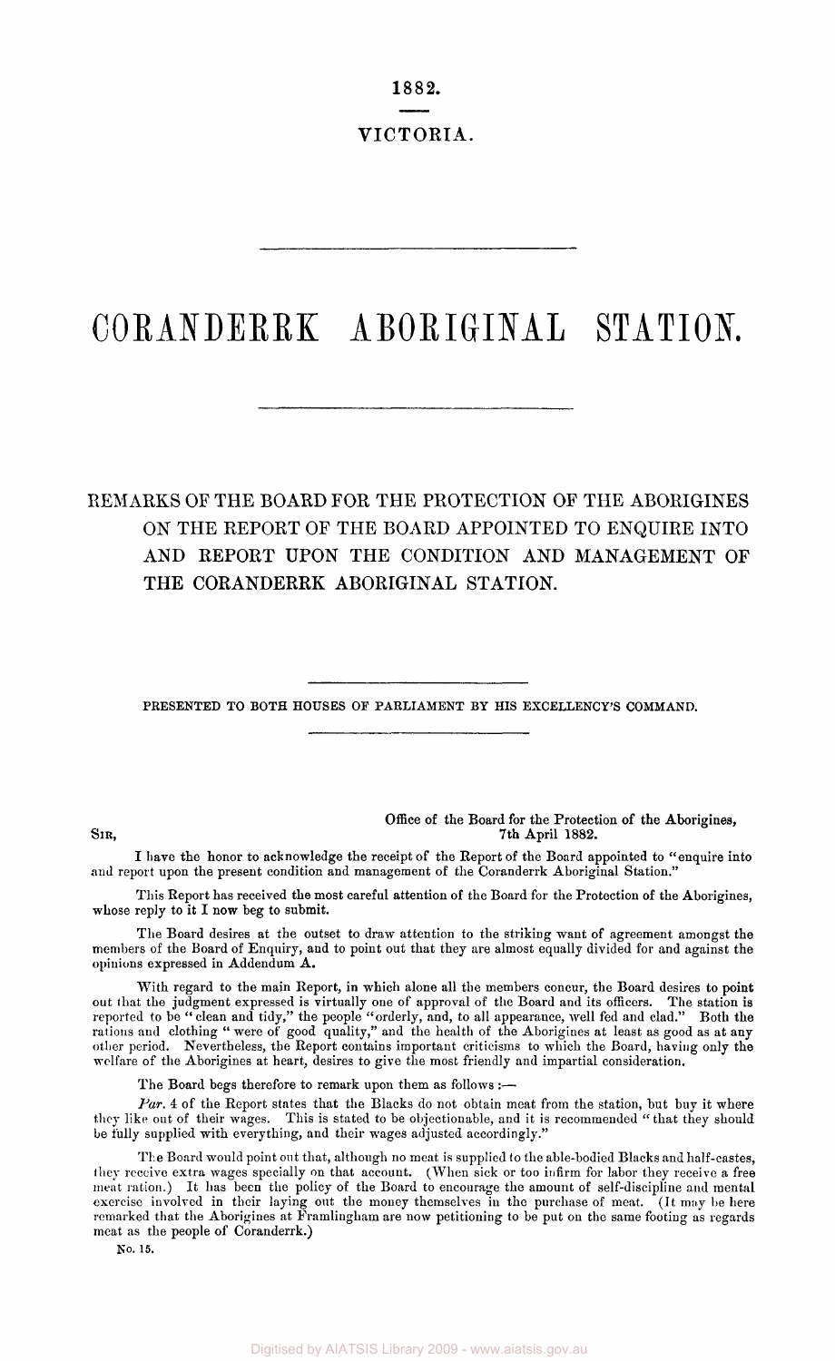1882.

VICTORIA.

# CORANDERRK ABORIGINAL STATION.

## REMARKS OF THE BOARD FOR THE PROTECTION OF THE ABORIGINES ON THE REPORT OF THE BOARD APPOINTED TO ENQUIRE INTO AND REPORT UPON THE CONDITION AND MANAGEMENT OF THE CORANDERRK ABORIGINAL STATION.

PRESENTED TO BOTH HOUSES OF PARLIAMENT BY HIS EXCELLENCY'S COMMAND.

Office of the Board for the Protection of the Aborigines,
7th April 1882.

SIR,

I have the honor to acknowledge the receipt of the Report of the Board appointed to "enquire into and report upon the present condition and management of the Coranderrk Aboriginal Station."

This Report has received the most careful attention of the Board for the Protection of the Aborigines, whose reply to it I now beg to submit.

The Board desires at the outset to draw attention to the striking want of agreement amongst the members of the Board of Enquiry, and to point out that they are almost equally divided for and against the opinions expressed in Addendum A.

With regard to the main Report, in which alone all the members concur, the Board desires to point out that the judgment expressed is virtually one of approval of the Board and its officers. The station is reported to be "clean and tidy," the people "orderly, and, to all appearance, well fed and clad." Both the rations and clothing "were of good quality," and the health of the Aborigines at least as good as at any other period. Nevertheless, the Report contains important criticisms to which the Board, having only the welfare of the Aborigines at heart, desires to give the most friendly and impartial consideration.

The Board begs therefore to remark upon them as follows :—

*Par.* 4 of the Report states that the Blacks do not obtain meat from the station, but buy it where they like out of their wages. This is stated to be objectionable, and it is recommended "that they should be fully supplied with everything, and their wages adjusted accordingly."

The Board would point out that, although no meat is supplied to the able-bodied Blacks and half-castes, they receive extra wages specially on that account. (When sick or too infirm for labor they receive a free meat ration.) It has been the policy of the Board to encourage the amount of self-discipline and mental exercise involved in their laying out the money themselves in the purchase of meat. (It may be here remarked that the Aborigines at Framlingham are now petitioning to be put on the same footing as regards meat as the people of Coranderrk.)

No. 15.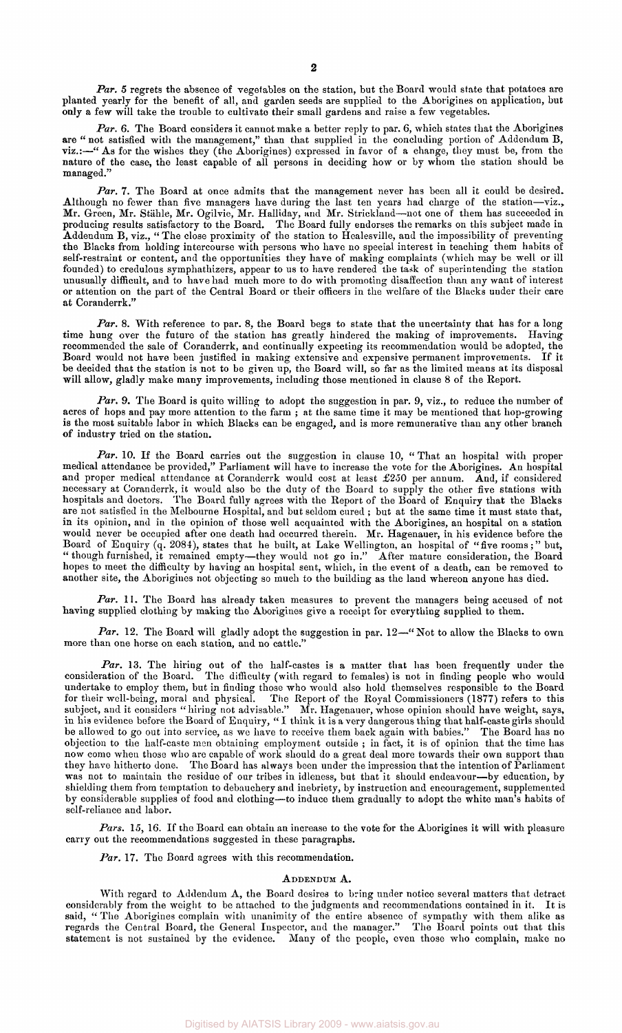*Par.* 5 regrets the absence of vegetables on the station, but the Board would state that potatoes are planted yearly for the benefit of all, and garden seeds are supplied to the Aborigines on application, but only a few will take the trouble to cultivate their small gardens and raise a few vegetables.

*Par.* 6. The Board considers it cannot make a better reply to par. 6, which states that the Aborigines are "not satisfied with the management," than that supplied in the concluding portion of Addendum B, viz.:—"As for the wishes they (the Aborigines) expressed in favor of a change, they must be, from the nature of the case, the least capable of all persons in deciding how or by whom the station should be managed."

*Par.* 7. The Board at once admits that the management never has been all it could be desired. Although no fewer than five managers have during the last ten years had charge of the station—viz., Mr. Green, Mr. Stähle, Mr. Ogilvie, Mr. Halliday, and Mr. Strickland—not one of them has succeeded in producing results satisfactory to the Board. The Board fully endorses the remarks on this subject made in Addendum B, viz., "The close proximity of the station to Healesville, and the impossibility of preventing the Blacks from holding intercourse with persons who have no special interest in teaching them habits of self-restraint or content, and the opportunities they have of making complaints (which may be well or ill founded) to credulous symphathizers, appear to us to have rendered the task of superintending the station unusually difficult, and to have had much more to do with promoting disaffection than any want of interest or attention on the part of the Central Board or their officers in the welfare of the Blacks under their care at Coranderrk."

*Par.* 8. With reference to par. 8, the Board begs to state that the uncertainty that has for a long time hung over the future of the station has greatly hindered the making of improvements. Having recommended the sale of Coranderrk, and continually expecting its recommendation would be adopted, the Board would not have been justified in making extensive and expensive permanent improvements. If it be decided that the station is not to be given up, the Board will, so far as the limited means at its disposal will allow, gladly make many improvements, including those mentioned in clause 8 of the Report.

*Par.* 9. The Board is quite willing to adopt the suggestion in par. 9, viz., to reduce the number of acres of hops and pay more attention to the farm; at the same time it may be mentioned that hop-growing is the most suitable labor in which Blacks can be engaged, and is more remunerative than any other branch of industry tried on the station.

*Par.* 10. If the Board carries out the suggestion in clause 10, "That an hospital with proper medical attendance be provided," Parliament will have to increase the vote for the Aborigines. An hospital and proper medical attendance at Coranderrk would cost at least £250 per annum. And, if considered necessary at Coranderrk, it would also be the duty of the Board to supply the other five stations with hospitals and doctors. The Board fully agrees with the Report of the Board of Enquiry that the Blacks are not satisfied in the Melbourne Hospital, and but seldom cured; but at the same time it must state that, in its opinion, and in the opinion of those well acquainted with the Aborigines, an hospital on a station would never be occupied after one death had occurred therein. Mr. Hagenauer, in his evidence before the Board of Enquiry (q. 2084), states that he built, at Lake Wellington, an hospital of "five rooms;" but, "though furnished, it remained empty—they would not go in." After mature consideration, the Board hopes to meet the difficulty by having an hospital sent, which, in the event of a death, can be removed to another site, the Aborigines not objecting so much to the building as the land whereon anyone has died.

*Par.* 11. The Board has already taken measures to prevent the managers being accused of not having supplied clothing by making the Aborigines give a receipt for everything supplied to them.

*Par.* 12. The Board will gladly adopt the suggestion in par. 12—"Not to allow the Blacks to own more than one horse on each station, and no cattle."

*Par.* 13. The hiring out of the half-castes is a matter that has been frequently under the consideration of the Board. The difficulty (with regard to females) is not in finding people who would undertake to employ them, but in finding those who would also hold themselves responsible to the Board for their well-being, moral and physical. The Report of the Royal Commissioners (1877) refers to this subject, and it considers "hiring not advisable." Mr. Hagenauer, whose opinion should have weight, says, in his evidence before the Board of Enquiry, "I think it is a very dangerous thing that half-caste girls should be allowed to go out into service, as we have to receive them back again with babies." The Board has no objection to the half-caste men obtaining employment outside; in fact, it is of opinion that the time has now come when those who are capable of work should do a great deal more towards their own support than they have hitherto done. The Board has always been under the impression that the intention of Parliament was not to maintain the residue of our tribes in idleness, but that it should endeavour—by education, by shielding them from temptation to debauchery and inebriety, by instruction and encouragement, supplemented by considerable supplies of food and clothing—to induce them gradually to adopt the white man's habits of self-reliance and labor.

*Pars.* 15, 16. If the Board can obtain an increase to the vote for the Aborigines it will with pleasure carry out the recommendations suggested in these paragraphs.

*Par.* 17. The Board agrees with this recommendation.

## Addendum A.

With regard to Addendum A, the Board desires to bring under notice several matters that detract considerably from the weight to be attached to the judgments and recommendations contained in it. It is said, "The Aborigines complain with unanimity of the entire absence of sympathy with them alike as regards the Central Board, the General Inspector, and the manager." The Board points out that this statement is not sustained by the evidence. Many of the people, even those who complain, make no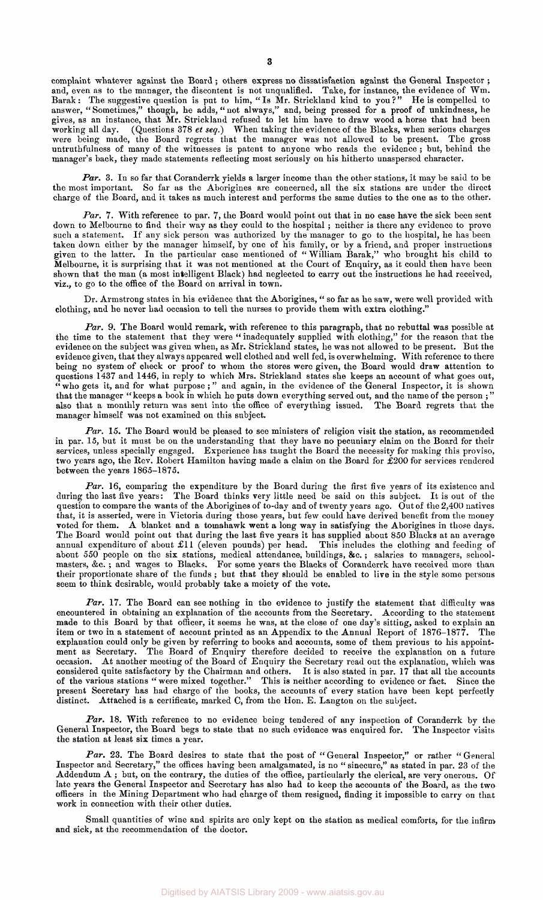complaint whatever against the Board; others express no dissatisfaction against the General Inspector; and, even as to the manager, the discontent is not unqualified. Take, for instance, the evidence of Wm. Barak: The suggestive question is put to him, "Is Mr. Strickland kind to you?" He is compelled to answer, "Sometimes," though, he adds, "not always," and, being pressed for a proof of unkindness, he gives, as an instance, that Mr. Strickland refused to let him have to draw wood a horse that had been working all day. (Questions 378 *et seq.*) When taking the evidence of the Blacks, when serious charges were being made, the Board regrets that the manager was not allowed to be present. The gross untruthfulness of many of the witnesses is patent to anyone who reads the evidence; but, behind the manager's back, they made statements reflecting most seriously on his hitherto unaspersed character.

*Par.* 3. In so far that Coranderrk yields a larger income than the other stations, it may be said to be the most important. So far as the Aborigines are concerned, all the six stations are under the direct charge of the Board, and it takes as much interest and performs the same duties to the one as to the other.

*Par.* 7. With reference to par. 7, the Board would point out that in no case have the sick been sent down to Melbourne to find their way as they could to the hospital; neither is there any evidence to prove such a statement. If any sick person was authorized by the manager to go to the hospital, he has been taken down either by the manager himself, by one of his family, or by a friend, and proper instructions given to the latter. In the particular case mentioned of "William Barak," who brought his child to Melbourne, it is surprising that it was not mentioned at the Court of Enquiry, as it could then have been shown that the man (a most intelligent Black) had neglected to carry out the instructions he had received, viz., to go to the office of the Board on arrival in town.

Dr. Armstrong states in his evidence that the Aborigines, "so far as he saw, were well provided with clothing, and he never had occasion to tell the nurses to provide them with extra clothing."

*Par.* 9. The Board would remark, with reference to this paragraph, that no rebuttal was possible at the time to the statement that they were "inadequately supplied with clothing," for the reason that the evidence on the subject was given when, as Mr. Strickland states, he was not allowed to be present. But the evidence given, that they always appeared well clothed and well fed, is overwhelming. With reference to there being no system of check or proof to whom the stores were given, the Board would draw attention to questions 1437 and 1446, in reply to which Mrs. Strickland states she keeps an account of what goes out, "who gets it, and for what purpose;" and again, in the evidence of the General Inspector, it is shown that the manager "keeps a book in which he puts down everything served out, and the name of the person;" also that a monthly return was sent into the office of everything issued. The Board regrets that the manager himself was not examined on this subject.

*Par.* 15. The Board would be pleased to see ministers of religion visit the station, as recommended in par. 15, but it must be on the understanding that they have no pecuniary claim on the Board for their services, unless specially engaged. Experience has taught the Board the necessity for making this proviso, two years ago, the Rev. Robert Hamilton having made a claim on the Board for £200 for services rendered between the years 1865–1875.

*Par.* 16, comparing the expenditure by the Board during the first five years of its existence and during the last five years: The Board thinks very little need be said on this subject. It is out of the question to compare the wants of the Aborigines of to-day and of twenty years ago. Out of the 2,400 natives that, it is asserted, were in Victoria during those years, but few could have derived benefit from the money voted for them. A blanket and a tomahawk went a long way in satisfying the Aborigines in those days. The Board would point out that during the last five years it has supplied about 850 Blacks at an average annual expenditure of about £11 (eleven pounds) per head. This includes the clothing and feeding of about 550 people on the six stations, medical attendance, buildings, &c.; salaries to managers, schoolmasters, &c.; and wages to Blacks. For some years the Blacks of Coranderrk have received more than their proportionate share of the funds; but that they should be enabled to live in the style some persons seem to think desirable, would probably take a moiety of the vote.

*Par.* 17. The Board can see nothing in the evidence to justify the statement that difficulty was encountered in obtaining an explanation of the accounts from the Secretary. According to the statement made to this Board by that officer, it seems he was, at the close of one day's sitting, asked to explain an item or two in a statement of account printed as an Appendix to the Annual Report of 1876–1877. The explanation could only be given by referring to books and accounts, some of them previous to his appointment as Secretary. The Board of Enquiry therefore decided to receive the explanation on a future occasion. At another meeting of the Board of Enquiry the Secretary read out the explanation, which was considered quite satisfactory by the Chairman and others. It is also stated in par. 17 that all the accounts of the various stations "were mixed together." This is neither according to evidence or fact. Since the present Secretary has had charge of the books, the accounts of every station have been kept perfectly distinct. Attached is a certificate, marked C, from the Hon. E. Langton on the subject.

*Par.* 18. With reference to no evidence being tendered of any inspection of Coranderrk by the General Inspector, the Board begs to state that no such evidence was enquired for. The Inspector visits the station at least six times a year.

*Par.* 23. The Board desires to state that the post of "General Inspector," or rather "General Inspector and Secretary," the offices having been amalgamated, is no "sinecure," as stated in par. 23 of the Addendum A; but, on the contrary, the duties of the office, particularly the clerical, are very onerous. Of late years the General Inspector and Secretary has also had to keep the accounts of the Board, as the two officers in the Mining Department who had charge of them resigned, finding it impossible to carry on that work in connection with their other duties.

Small quantities of wine and spirits are only kept on the station as medical comforts, for the infirm and sick, at the recommendation of the doctor.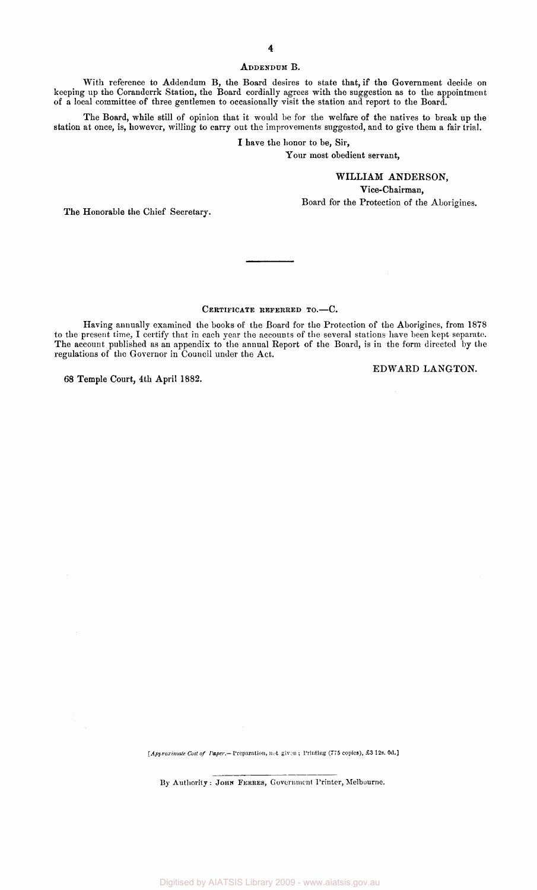### Addendum B.

With reference to Addendum B, the Board desires to state that, if the Government decide on keeping up the Coranderrk Station, the Board cordially agrees with the suggestion as to the appointment of a local committee of three gentlemen to occasionally visit the station and report to the Board.

The Board, while still of opinion that it would be for the welfare of the natives to break up the station at once, is, however, willing to carry out the improvements suggested, and to give them a fair trial.

I have the honor to be, Sir,

Your most obedient servant,

WILLIAM ANDERSON,
Vice-Chairman,
Board for the Protection of the Aborigines.

The Honorable the Chief Secretary.

---

### Certificate referred to.—C.

Having annually examined the books of the Board for the Protection of the Aborigines, from 1878 to the present time, I certify that in each year the accounts of the several stations have been kept separate. The account published as an appendix to the annual Report of the Board, is in the form directed by the regulations of the Governor in Council under the Act.

EDWARD LANGTON.

68 Temple Court, 4th April 1882.

[*Approximate Cost of Paper*.—Preparation, not given; Printing (775 copies), £3 12s. 0d.]

By Authority: John Ferres, Government Printer, Melbourne.